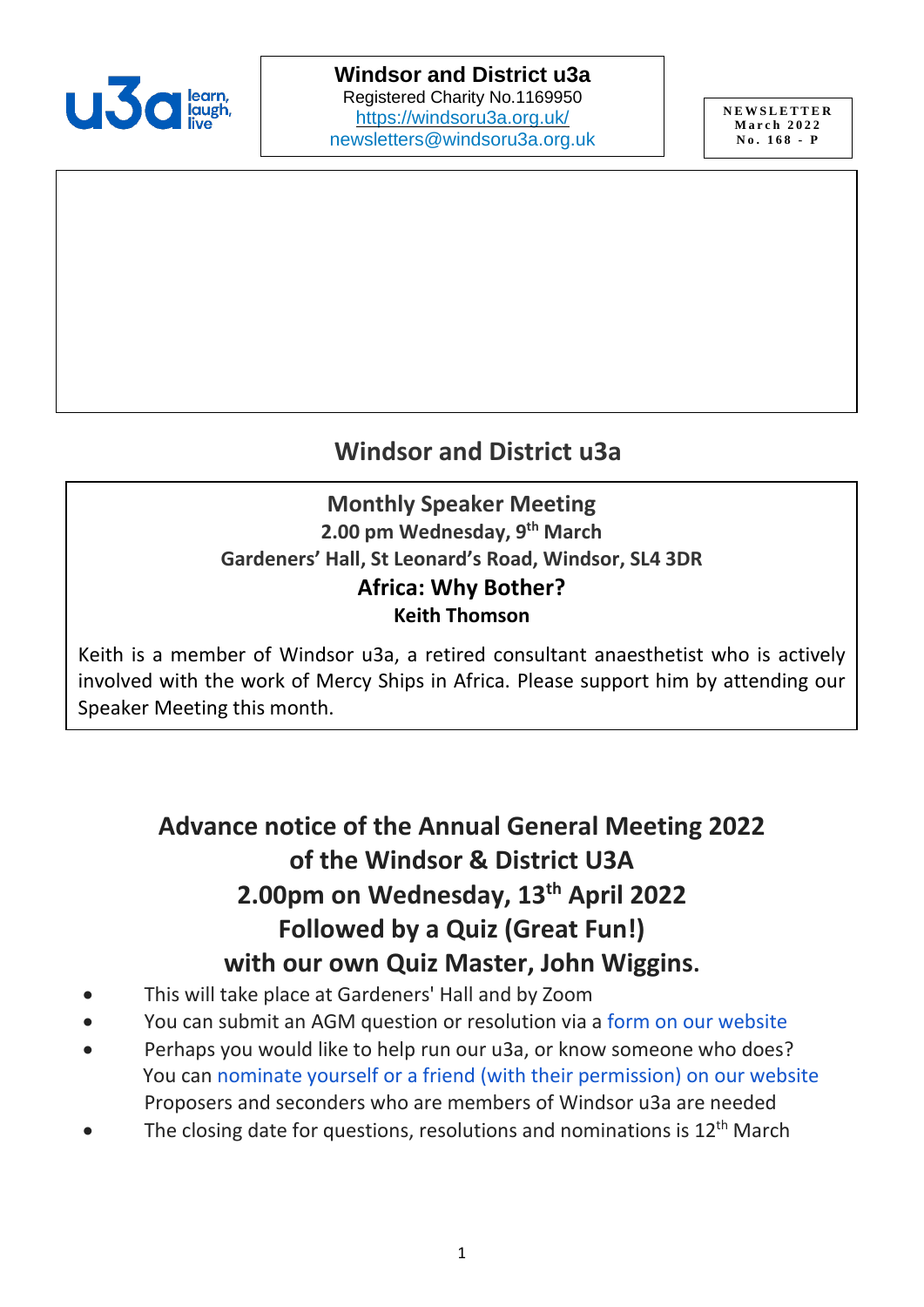**Windsor and District u3a**
Registered Charity No.1169950
https://windsoru3a.org.uk/
newsletters@windsoru3a.org.uk

**NEWSLETTER**
**March 2022**
**No. 168 - P**

## Windsor and District u3a

### Monthly Speaker Meeting

**2.00 pm Wednesday, 9th March**

**Gardeners' Hall, St Leonard's Road, Windsor, SL4 3DR**

### Africa: Why Bother?

**Keith Thomson**

Keith is a member of Windsor u3a, a retired consultant anaesthetist who is actively involved with the work of Mercy Ships in Africa. Please support him by attending our Speaker Meeting this month.

## Advance notice of the Annual General Meeting 2022 of the Windsor & District U3A 2.00pm on Wednesday, 13th April 2022 Followed by a Quiz (Great Fun!) with our own Quiz Master, John Wiggins.

- This will take place at Gardeners' Hall and by Zoom
- You can submit an AGM question or resolution via a form on our website
- Perhaps you would like to help run our u3a, or know someone who does? You can nominate yourself or a friend (with their permission) on our website Proposers and seconders who are members of Windsor u3a are needed
- The closing date for questions, resolutions and nominations is 12th March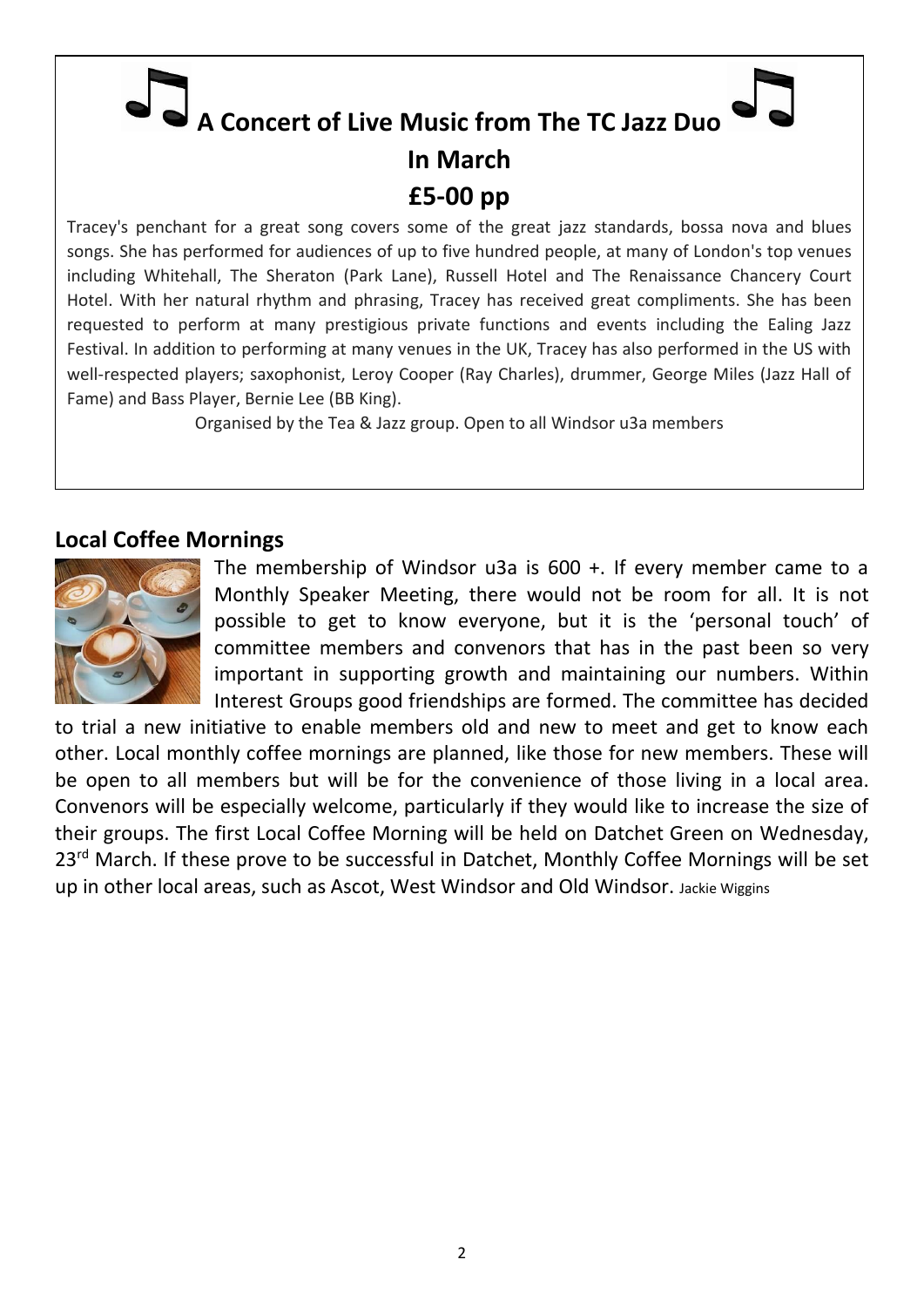## A Concert of Live Music from The TC Jazz Duo

## In March

## £5-00 pp

Tracey's penchant for a great song covers some of the great jazz standards, bossa nova and blues songs. She has performed for audiences of up to five hundred people, at many of London's top venues including Whitehall, The Sheraton (Park Lane), Russell Hotel and The Renaissance Chancery Court Hotel. With her natural rhythm and phrasing, Tracey has received great compliments. She has been requested to perform at many prestigious private functions and events including the Ealing Jazz Festival. In addition to performing at many venues in the UK, Tracey has also performed in the US with well-respected players; saxophonist, Leroy Cooper (Ray Charles), drummer, George Miles (Jazz Hall of Fame) and Bass Player, Bernie Lee (BB King).

Organised by the Tea & Jazz group. Open to all Windsor u3a members

## Local Coffee Mornings

The membership of Windsor u3a is 600 +. If every member came to a Monthly Speaker Meeting, there would not be room for all. It is not possible to get to know everyone, but it is the 'personal touch' of committee members and convenors that has in the past been so very important in supporting growth and maintaining our numbers. Within Interest Groups good friendships are formed. The committee has decided to trial a new initiative to enable members old and new to meet and get to know each other. Local monthly coffee mornings are planned, like those for new members. These will be open to all members but will be for the convenience of those living in a local area. Convenors will be especially welcome, particularly if they would like to increase the size of their groups. The first Local Coffee Morning will be held on Datchet Green on Wednesday, 23rd March. If these prove to be successful in Datchet, Monthly Coffee Mornings will be set up in other local areas, such as Ascot, West Windsor and Old Windsor. Jackie Wiggins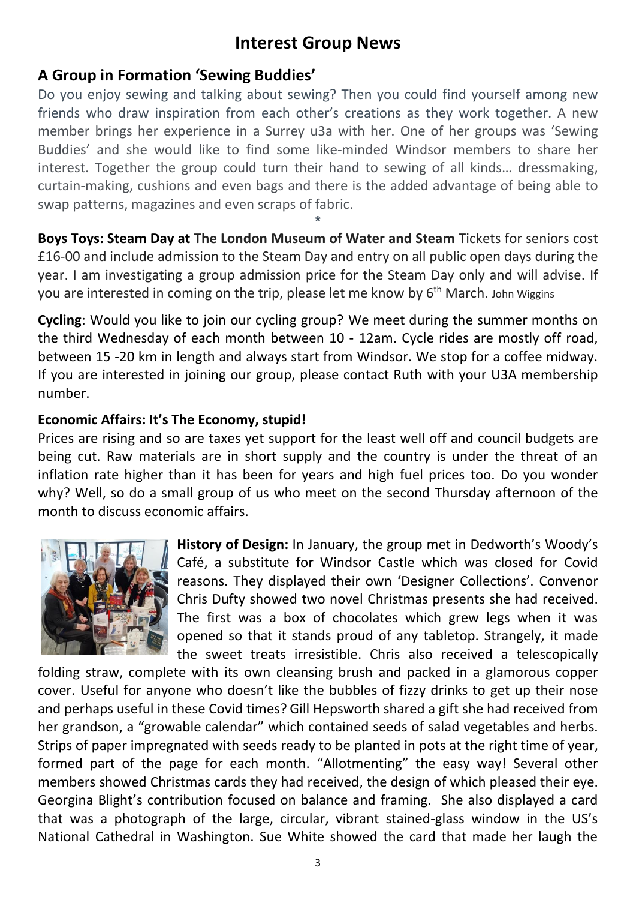## Interest Group News

### A Group in Formation 'Sewing Buddies'

Do you enjoy sewing and talking about sewing? Then you could find yourself among new friends who draw inspiration from each other's creations as they work together. A new member brings her experience in a Surrey u3a with her. One of her groups was 'Sewing Buddies' and she would like to find some like-minded Windsor members to share her interest. Together the group could turn their hand to sewing of all kinds… dressmaking, curtain-making, cushions and even bags and there is the added advantage of being able to swap patterns, magazines and even scraps of fabric.

*

**Boys Toys: Steam Day at The London Museum of Water and Steam** Tickets for seniors cost £16-00 and include admission to the Steam Day and entry on all public open days during the year. I am investigating a group admission price for the Steam Day only and will advise. If you are interested in coming on the trip, please let me know by 6th March. John Wiggins

**Cycling**: Would you like to join our cycling group? We meet during the summer months on the third Wednesday of each month between 10 - 12am. Cycle rides are mostly off road, between 15 -20 km in length and always start from Windsor. We stop for a coffee midway. If you are interested in joining our group, please contact Ruth with your U3A membership number.

**Economic Affairs: It's The Economy, stupid!**

Prices are rising and so are taxes yet support for the least well off and council budgets are being cut. Raw materials are in short supply and the country is under the threat of an inflation rate higher than it has been for years and high fuel prices too. Do you wonder why? Well, so do a small group of us who meet on the second Thursday afternoon of the month to discuss economic affairs.

**History of Design:** In January, the group met in Dedworth's Woody's Café, a substitute for Windsor Castle which was closed for Covid reasons. They displayed their own 'Designer Collections'. Convenor Chris Dufty showed two novel Christmas presents she had received. The first was a box of chocolates which grew legs when it was opened so that it stands proud of any tabletop. Strangely, it made the sweet treats irresistible. Chris also received a telescopically folding straw, complete with its own cleansing brush and packed in a glamorous copper cover. Useful for anyone who doesn't like the bubbles of fizzy drinks to get up their nose and perhaps useful in these Covid times? Gill Hepsworth shared a gift she had received from her grandson, a "growable calendar" which contained seeds of salad vegetables and herbs. Strips of paper impregnated with seeds ready to be planted in pots at the right time of year, formed part of the page for each month. "Allotmenting" the easy way! Several other members showed Christmas cards they had received, the design of which pleased their eye. Georgina Blight's contribution focused on balance and framing. She also displayed a card that was a photograph of the large, circular, vibrant stained-glass window in the US's National Cathedral in Washington. Sue White showed the card that made her laugh the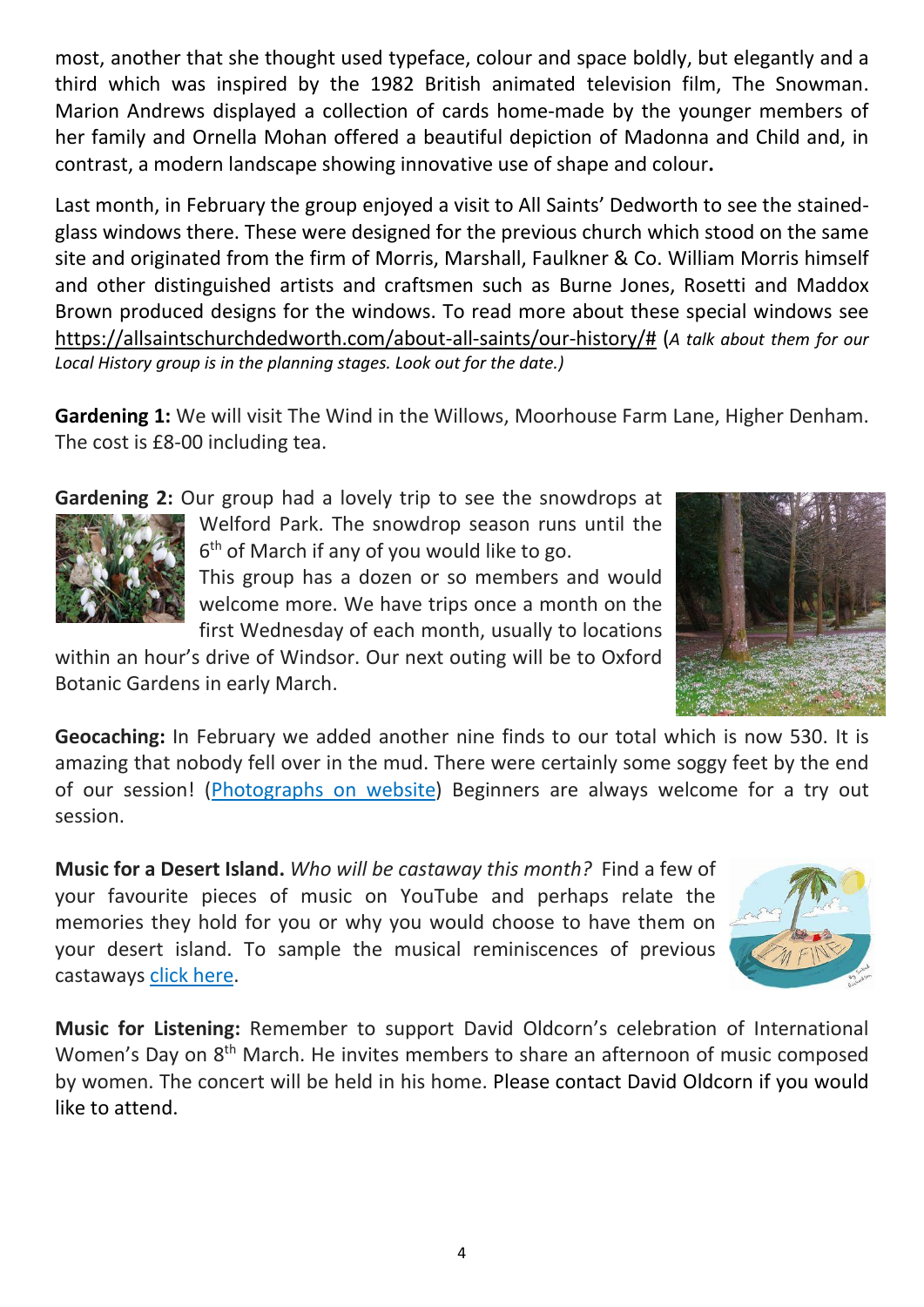most, another that she thought used typeface, colour and space boldly, but elegantly and a third which was inspired by the 1982 British animated television film, The Snowman. Marion Andrews displayed a collection of cards home-made by the younger members of her family and Ornella Mohan offered a beautiful depiction of Madonna and Child and, in contrast, a modern landscape showing innovative use of shape and colour.

Last month, in February the group enjoyed a visit to All Saints' Dedworth to see the stained-glass windows there. These were designed for the previous church which stood on the same site and originated from the firm of Morris, Marshall, Faulkner & Co. William Morris himself and other distinguished artists and craftsmen such as Burne Jones, Rosetti and Maddox Brown produced designs for the windows. To read more about these special windows see https://allsaintschurchdedworth.com/about-all-saints/our-history/# (*A talk about them for our Local History group is in the planning stages. Look out for the date.)*

**Gardening 1:** We will visit The Wind in the Willows, Moorhouse Farm Lane, Higher Denham. The cost is £8-00 including tea.

**Gardening 2:** Our group had a lovely trip to see the snowdrops at Welford Park. The snowdrop season runs until the 6th of March if any of you would like to go.
This group has a dozen or so members and would welcome more. We have trips once a month on the first Wednesday of each month, usually to locations within an hour's drive of Windsor. Our next outing will be to Oxford Botanic Gardens in early March.

**Geocaching:** In February we added another nine finds to our total which is now 530. It is amazing that nobody fell over in the mud. There were certainly some soggy feet by the end of our session! (Photographs on website) Beginners are always welcome for a try out session.

**Music for a Desert Island.** *Who will be castaway this month?* Find a few of your favourite pieces of music on YouTube and perhaps relate the memories they hold for you or why you would choose to have them on your desert island. To sample the musical reminiscences of previous castaways click here.

**Music for Listening:** Remember to support David Oldcorn's celebration of International Women's Day on 8th March. He invites members to share an afternoon of music composed by women. The concert will be held in his home. Please contact David Oldcorn if you would like to attend.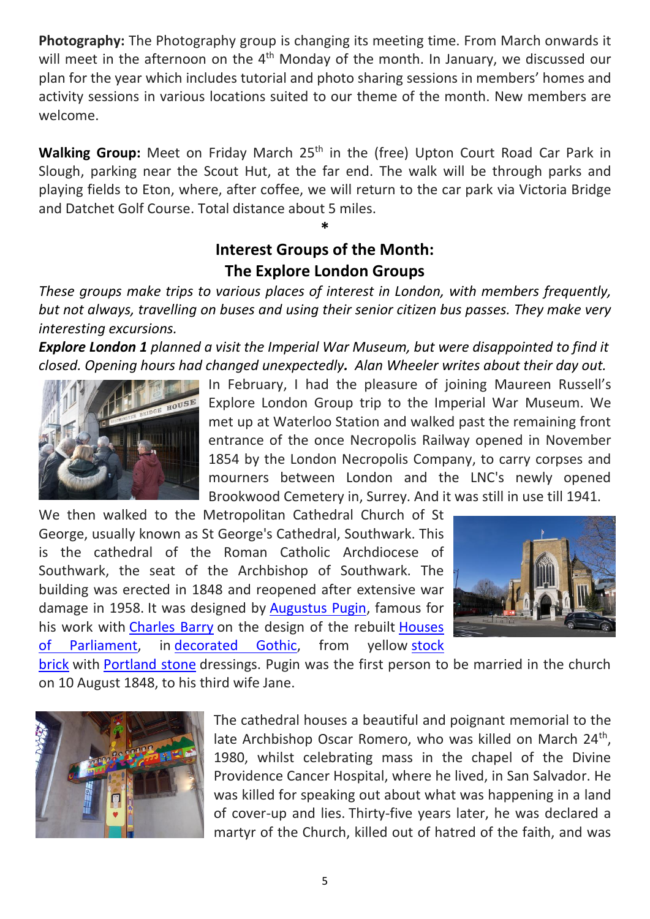**Photography:** The Photography group is changing its meeting time. From March onwards it will meet in the afternoon on the 4th Monday of the month. In January, we discussed our plan for the year which includes tutorial and photo sharing sessions in members' homes and activity sessions in various locations suited to our theme of the month. New members are welcome.

**Walking Group:** Meet on Friday March 25th in the (free) Upton Court Road Car Park in Slough, parking near the Scout Hut, at the far end. The walk will be through parks and playing fields to Eton, where, after coffee, we will return to the car park via Victoria Bridge and Datchet Golf Course. Total distance about 5 miles.

*

## Interest Groups of the Month: The Explore London Groups

*These groups make trips to various places of interest in London, with members frequently, but not always, travelling on buses and using their senior citizen bus passes. They make very interesting excursions.*

***Explore London 1*** *planned a visit the Imperial War Museum, but were disappointed to find it closed. Opening hours had changed unexpectedly.* ***.*** *Alan Wheeler writes about their day out.*

In February, I had the pleasure of joining Maureen Russell's Explore London Group trip to the Imperial War Museum. We met up at Waterloo Station and walked past the remaining front entrance of the once Necropolis Railway opened in November 1854 by the London Necropolis Company, to carry corpses and mourners between London and the LNC's newly opened Brookwood Cemetery in, Surrey. And it was still in use till 1941.

We then walked to the Metropolitan Cathedral Church of St George, usually known as St George's Cathedral, Southwark. This is the cathedral of the Roman Catholic Archdiocese of Southwark, the seat of the Archbishop of Southwark. The building was erected in 1848 and reopened after extensive war damage in 1958. It was designed by Augustus Pugin, famous for his work with Charles Barry on the design of the rebuilt Houses of Parliament, in decorated Gothic, from yellow stock brick with Portland stone dressings. Pugin was the first person to be married in the church on 10 August 1848, to his third wife Jane.

The cathedral houses a beautiful and poignant memorial to the late Archbishop Oscar Romero, who was killed on March 24th, 1980, whilst celebrating mass in the chapel of the Divine Providence Cancer Hospital, where he lived, in San Salvador. He was killed for speaking out about what was happening in a land of cover-up and lies. Thirty-five years later, he was declared a martyr of the Church, killed out of hatred of the faith, and was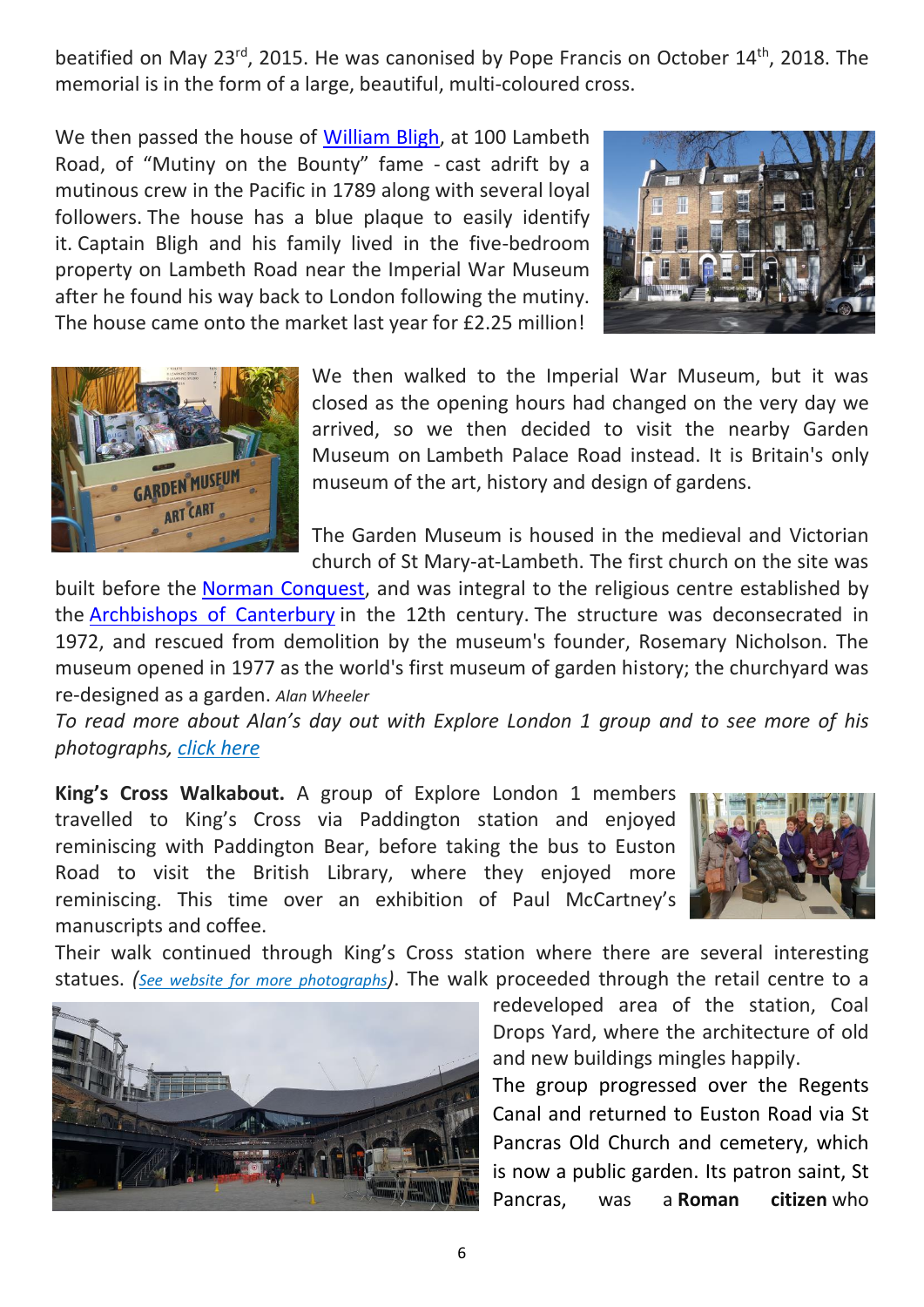beatified on May 23rd, 2015. He was canonised by Pope Francis on October 14th, 2018. The memorial is in the form of a large, beautiful, multi-coloured cross.

We then passed the house of William Bligh, at 100 Lambeth Road, of "Mutiny on the Bounty" fame - cast adrift by a mutinous crew in the Pacific in 1789 along with several loyal followers. The house has a blue plaque to easily identify it. Captain Bligh and his family lived in the five-bedroom property on Lambeth Road near the Imperial War Museum after he found his way back to London following the mutiny. The house came onto the market last year for £2.25 million!

We then walked to the Imperial War Museum, but it was closed as the opening hours had changed on the very day we arrived, so we then decided to visit the nearby Garden Museum on Lambeth Palace Road instead. It is Britain's only museum of the art, history and design of gardens.

The Garden Museum is housed in the medieval and Victorian church of St Mary-at-Lambeth. The first church on the site was built before the Norman Conquest, and was integral to the religious centre established by the Archbishops of Canterbury in the 12th century. The structure was deconsecrated in 1972, and rescued from demolition by the museum's founder, Rosemary Nicholson. The museum opened in 1977 as the world's first museum of garden history; the churchyard was re-designed as a garden. *Alan Wheeler*

*To read more about Alan's day out with Explore London 1 group and to see more of his photographs, click here*

**King's Cross Walkabout.** A group of Explore London 1 members travelled to King's Cross via Paddington station and enjoyed reminiscing with Paddington Bear, before taking the bus to Euston Road to visit the British Library, where they enjoyed more reminiscing. This time over an exhibition of Paul McCartney's manuscripts and coffee.

Their walk continued through King's Cross station where there are several interesting statues. *(See website for more photographs)*. The walk proceeded through the retail centre to a redeveloped area of the station, Coal Drops Yard, where the architecture of old and new buildings mingles happily.

The group progressed over the Regents Canal and returned to Euston Road via St Pancras Old Church and cemetery, which is now a public garden. Its patron saint, St Pancras, was a **Roman citizen** who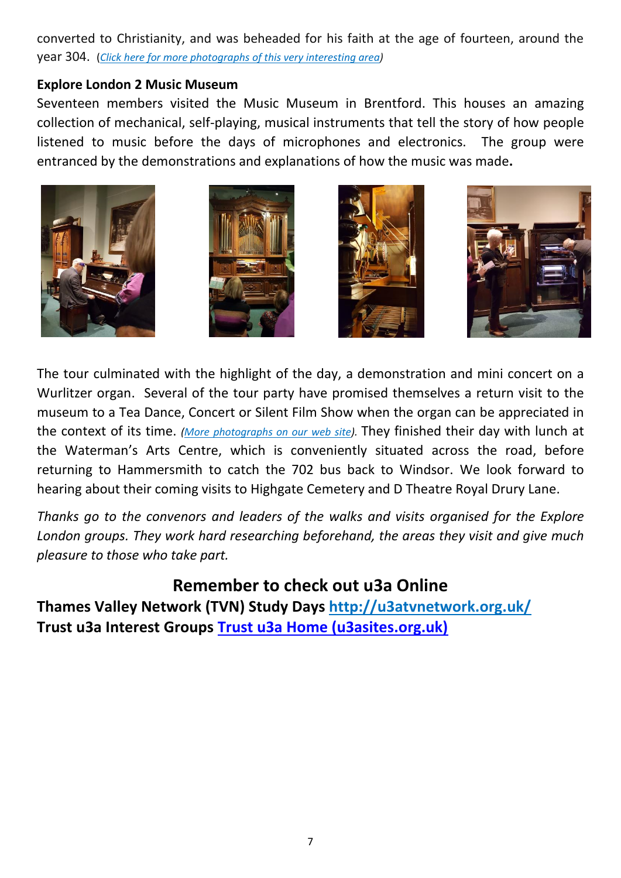converted to Christianity, and was beheaded for his faith at the age of fourteen, around the year 304. (*Click here for more photographs of this very interesting area*)

**Explore London 2 Music Museum**

Seventeen members visited the Music Museum in Brentford. This houses an amazing collection of mechanical, self-playing, musical instruments that tell the story of how people listened to music before the days of microphones and electronics. The group were entranced by the demonstrations and explanations of how the music was made**.**

The tour culminated with the highlight of the day, a demonstration and mini concert on a Wurlitzer organ. Several of the tour party have promised themselves a return visit to the museum to a Tea Dance, Concert or Silent Film Show when the organ can be appreciated in the context of its time. *(More photographs on our web site).* They finished their day with lunch at the Waterman's Arts Centre, which is conveniently situated across the road, before returning to Hammersmith to catch the 702 bus back to Windsor. We look forward to hearing about their coming visits to Highgate Cemetery and D Theatre Royal Drury Lane.

*Thanks go to the convenors and leaders of the walks and visits organised for the Explore London groups. They work hard researching beforehand, the areas they visit and give much pleasure to those who take part.*

## Remember to check out u3a Online

**Thames Valley Network (TVN) Study Days [http://u3atvnetwork.org.uk/](http://u3atvnetwork.org.uk/)**
**Trust u3a Interest Groups [Trust u3a Home (u3asites.org.uk)](u3asites.org.uk)**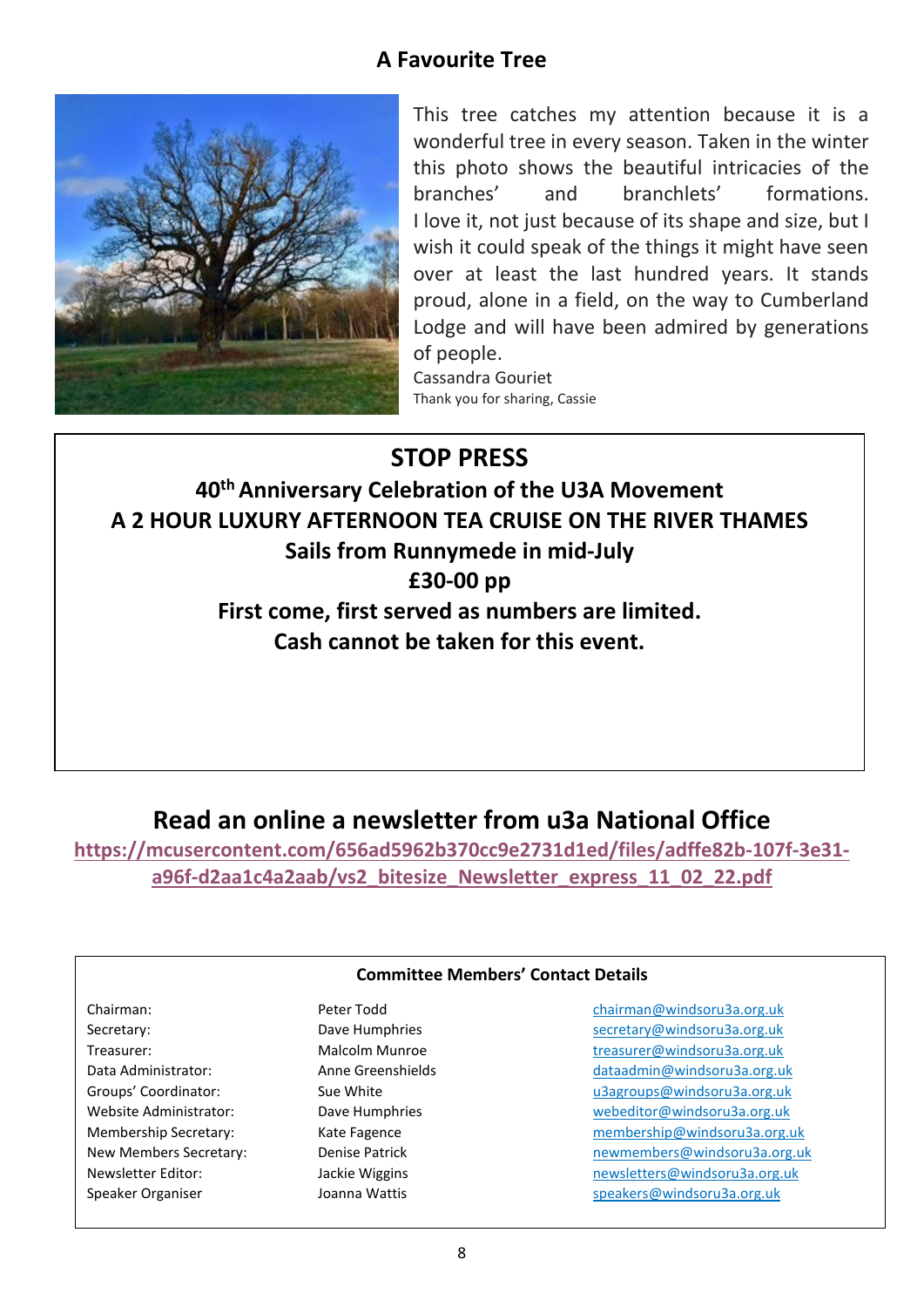## A Favourite Tree

This tree catches my attention because it is a wonderful tree in every season. Taken in the winter this photo shows the beautiful intricacies of the branches' and branchlets' formations. I love it, not just because of its shape and size, but I wish it could speak of the things it might have seen over at least the last hundred years. It stands proud, alone in a field, on the way to Cumberland Lodge and will have been admired by generations of people.

Cassandra Gouriet

Thank you for sharing, Cassie

## STOP PRESS

**40th Anniversary Celebration of the U3A Movement**

**A 2 HOUR LUXURY AFTERNOON TEA CRUISE ON THE RIVER THAMES**

**Sails from Runnymede in mid-July**

**£30-00 pp**

**First come, first served as numbers are limited.**

**Cash cannot be taken for this event.**

## Read an online a newsletter from u3a National Office

https://mcusercontent.com/656ad5962b370cc9e2731d1ed/files/adffe82b-107f-3e31-a96f-d2aa1c4a2aab/vs2_bitesize_Newsletter_express_11_02_22.pdf

**Committee Members' Contact Details**

| | | |
|---|---|---|
| Chairman: | Peter Todd | chairman@windsoru3a.org.uk |
| Secretary: | Dave Humphries | secretary@windsoru3a.org.uk |
| Treasurer: | Malcolm Munroe | treasurer@windsoru3a.org.uk |
| Data Administrator: | Anne Greenshields | dataadmin@windsoru3a.org.uk |
| Groups' Coordinator: | Sue White | u3agroups@windsoru3a.org.uk |
| Website Administrator: | Dave Humphries | webeditor@windsoru3a.org.uk |
| Membership Secretary: | Kate Fagence | membership@windsoru3a.org.uk |
| New Members Secretary: | Denise Patrick | newmembers@windsoru3a.org.uk |
| Newsletter Editor: | Jackie Wiggins | newsletters@windsoru3a.org.uk |
| Speaker Organiser | Joanna Wattis | speakers@windsoru3a.org.uk |